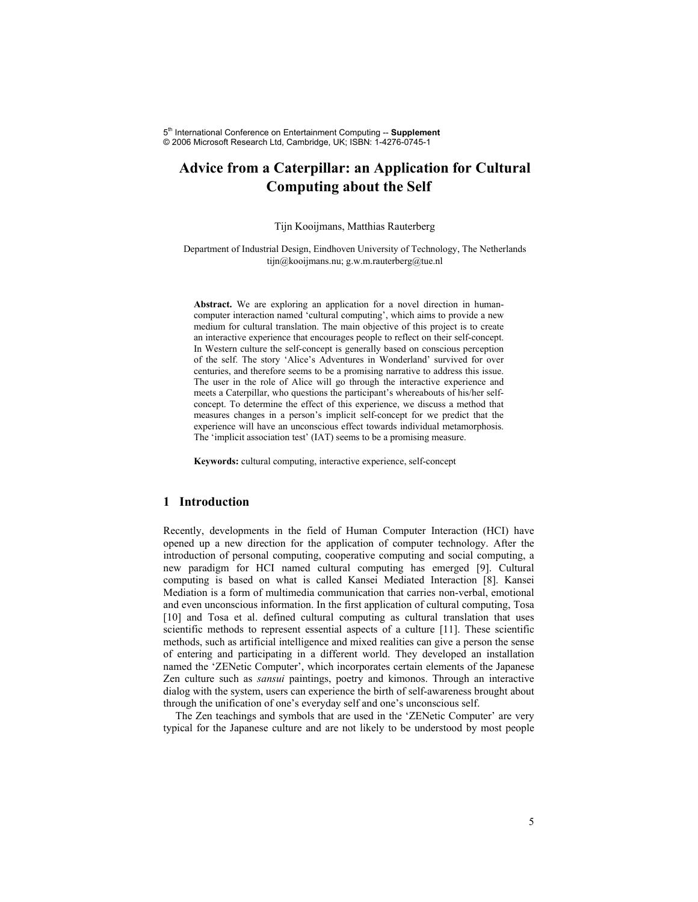# Advice from a Caterpillar: an Application for Cultural Computing about the Self

Tijn Kooijmans, Matthias Rauterberg

Department of Industrial Design, Eindhoven University of Technology, The Netherlands
tijn@kooijmans.nu; g.w.m.rauterberg@tue.nl

**Abstract.** We are exploring an application for a novel direction in human-computer interaction named 'cultural computing', which aims to provide a new medium for cultural translation. The main objective of this project is to create an interactive experience that encourages people to reflect on their self-concept. In Western culture the self-concept is generally based on conscious perception of the self. The story 'Alice's Adventures in Wonderland' survived for over centuries, and therefore seems to be a promising narrative to address this issue. The user in the role of Alice will go through the interactive experience and meets a Caterpillar, who questions the participant's whereabouts of his/her self-concept. To determine the effect of this experience, we discuss a method that measures changes in a person's implicit self-concept for we predict that the experience will have an unconscious effect towards individual metamorphosis. The 'implicit association test' (IAT) seems to be a promising measure.

**Keywords:** cultural computing, interactive experience, self-concept

## 1 Introduction

Recently, developments in the field of Human Computer Interaction (HCI) have opened up a new direction for the application of computer technology. After the introduction of personal computing, cooperative computing and social computing, a new paradigm for HCI named cultural computing has emerged [9]. Cultural computing is based on what is called Kansei Mediated Interaction [8]. Kansei Mediation is a form of multimedia communication that carries non-verbal, emotional and even unconscious information. In the first application of cultural computing, Tosa [10] and Tosa et al. defined cultural computing as cultural translation that uses scientific methods to represent essential aspects of a culture [11]. These scientific methods, such as artificial intelligence and mixed realities can give a person the sense of entering and participating in a different world. They developed an installation named the 'ZENetic Computer', which incorporates certain elements of the Japanese Zen culture such as *sansui* paintings, poetry and kimonos. Through an interactive dialog with the system, users can experience the birth of self-awareness brought about through the unification of one's everyday self and one's unconscious self.

The Zen teachings and symbols that are used in the 'ZENetic Computer' are very typical for the Japanese culture and are not likely to be understood by most people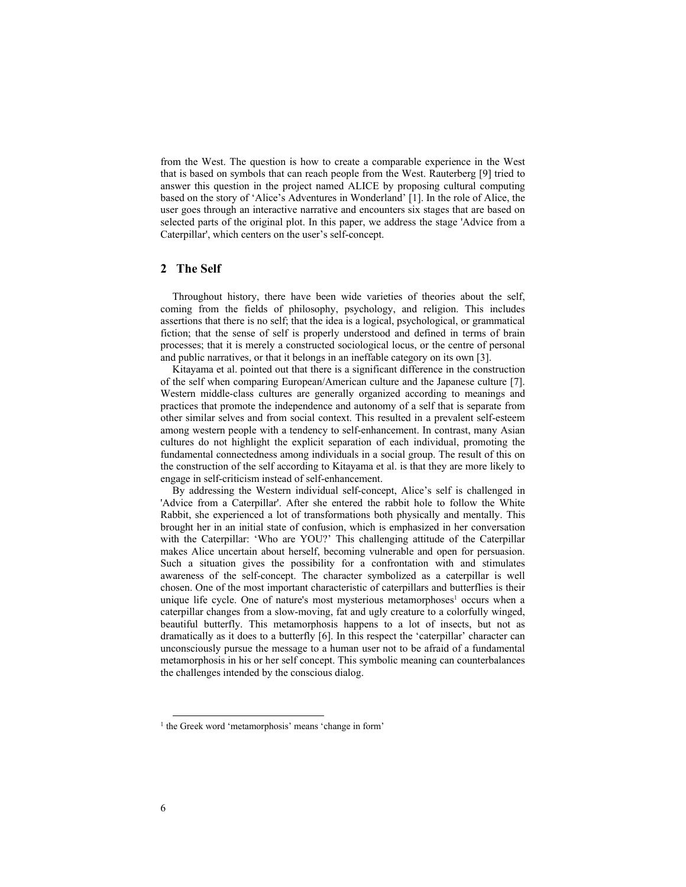from the West. The question is how to create a comparable experience in the West that is based on symbols that can reach people from the West. Rauterberg [9] tried to answer this question in the project named ALICE by proposing cultural computing based on the story of 'Alice's Adventures in Wonderland' [1]. In the role of Alice, the user goes through an interactive narrative and encounters six stages that are based on selected parts of the original plot. In this paper, we address the stage 'Advice from a Caterpillar', which centers on the user's self-concept.

## 2 The Self

Throughout history, there have been wide varieties of theories about the self, coming from the fields of philosophy, psychology, and religion. This includes assertions that there is no self; that the idea is a logical, psychological, or grammatical fiction; that the sense of self is properly understood and defined in terms of brain processes; that it is merely a constructed sociological locus, or the centre of personal and public narratives, or that it belongs in an ineffable category on its own [3].

Kitayama et al. pointed out that there is a significant difference in the construction of the self when comparing European/American culture and the Japanese culture [7]. Western middle-class cultures are generally organized according to meanings and practices that promote the independence and autonomy of a self that is separate from other similar selves and from social context. This resulted in a prevalent self-esteem among western people with a tendency to self-enhancement. In contrast, many Asian cultures do not highlight the explicit separation of each individual, promoting the fundamental connectedness among individuals in a social group. The result of this on the construction of the self according to Kitayama et al. is that they are more likely to engage in self-criticism instead of self-enhancement.

By addressing the Western individual self-concept, Alice's self is challenged in 'Advice from a Caterpillar'. After she entered the rabbit hole to follow the White Rabbit, she experienced a lot of transformations both physically and mentally. This brought her in an initial state of confusion, which is emphasized in her conversation with the Caterpillar: 'Who are YOU?' This challenging attitude of the Caterpillar makes Alice uncertain about herself, becoming vulnerable and open for persuasion. Such a situation gives the possibility for a confrontation with and stimulates awareness of the self-concept. The character symbolized as a caterpillar is well chosen. One of the most important characteristic of caterpillars and butterflies is their unique life cycle. One of nature's most mysterious metamorphoses[1] occurs when a caterpillar changes from a slow-moving, fat and ugly creature to a colorfully winged, beautiful butterfly. This metamorphosis happens to a lot of insects, but not as dramatically as it does to a butterfly [6]. In this respect the 'caterpillar' character can unconsciously pursue the message to a human user not to be afraid of a fundamental metamorphosis in his or her self concept. This symbolic meaning can counterbalances the challenges intended by the conscious dialog.

[1] the Greek word 'metamorphosis' means 'change in form'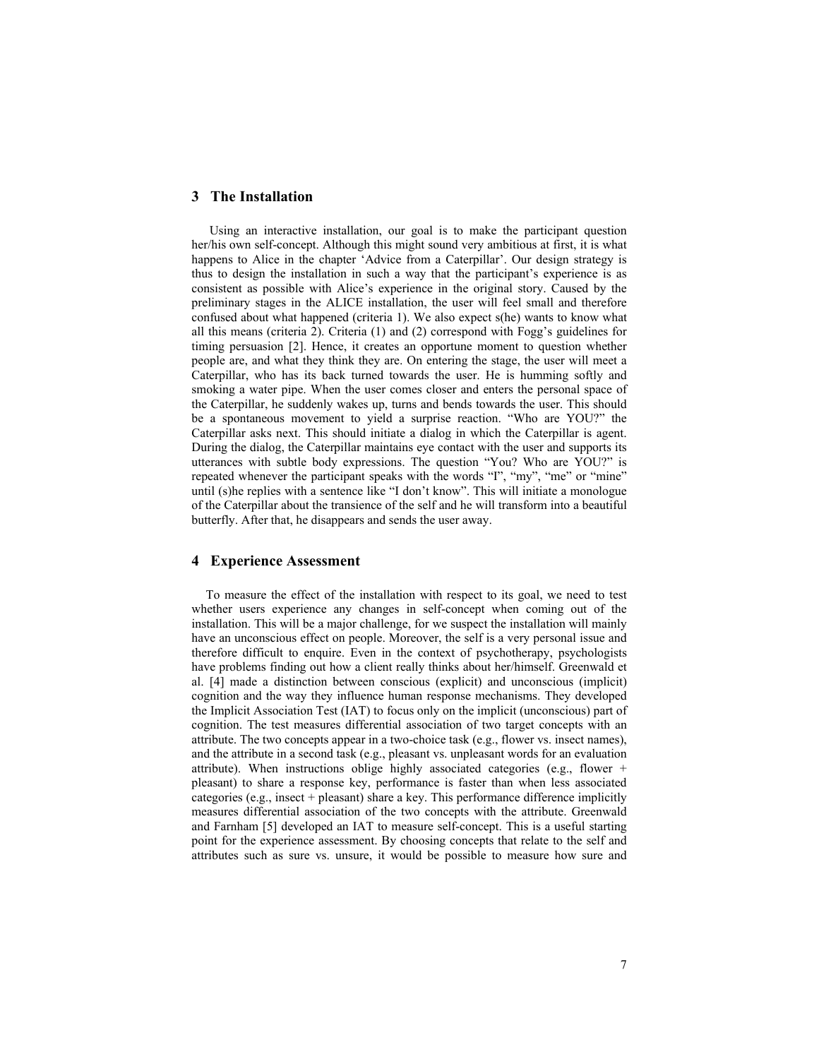## 3 The Installation

Using an interactive installation, our goal is to make the participant question her/his own self-concept. Although this might sound very ambitious at first, it is what happens to Alice in the chapter 'Advice from a Caterpillar'. Our design strategy is thus to design the installation in such a way that the participant's experience is as consistent as possible with Alice's experience in the original story. Caused by the preliminary stages in the ALICE installation, the user will feel small and therefore confused about what happened (criteria 1). We also expect s(he) wants to know what all this means (criteria 2). Criteria (1) and (2) correspond with Fogg's guidelines for timing persuasion [2]. Hence, it creates an opportune moment to question whether people are, and what they think they are. On entering the stage, the user will meet a Caterpillar, who has its back turned towards the user. He is humming softly and smoking a water pipe. When the user comes closer and enters the personal space of the Caterpillar, he suddenly wakes up, turns and bends towards the user. This should be a spontaneous movement to yield a surprise reaction. "Who are YOU?" the Caterpillar asks next. This should initiate a dialog in which the Caterpillar is agent. During the dialog, the Caterpillar maintains eye contact with the user and supports its utterances with subtle body expressions. The question "You? Who are YOU?" is repeated whenever the participant speaks with the words "I", "my", "me" or "mine" until (s)he replies with a sentence like "I don't know". This will initiate a monologue of the Caterpillar about the transience of the self and he will transform into a beautiful butterfly. After that, he disappears and sends the user away.

## 4 Experience Assessment

To measure the effect of the installation with respect to its goal, we need to test whether users experience any changes in self-concept when coming out of the installation. This will be a major challenge, for we suspect the installation will mainly have an unconscious effect on people. Moreover, the self is a very personal issue and therefore difficult to enquire. Even in the context of psychotherapy, psychologists have problems finding out how a client really thinks about her/himself. Greenwald et al. [4] made a distinction between conscious (explicit) and unconscious (implicit) cognition and the way they influence human response mechanisms. They developed the Implicit Association Test (IAT) to focus only on the implicit (unconscious) part of cognition. The test measures differential association of two target concepts with an attribute. The two concepts appear in a two-choice task (e.g., flower vs. insect names), and the attribute in a second task (e.g., pleasant vs. unpleasant words for an evaluation attribute). When instructions oblige highly associated categories (e.g., flower + pleasant) to share a response key, performance is faster than when less associated categories (e.g., insect + pleasant) share a key. This performance difference implicitly measures differential association of the two concepts with the attribute. Greenwald and Farnham [5] developed an IAT to measure self-concept. This is a useful starting point for the experience assessment. By choosing concepts that relate to the self and attributes such as sure vs. unsure, it would be possible to measure how sure and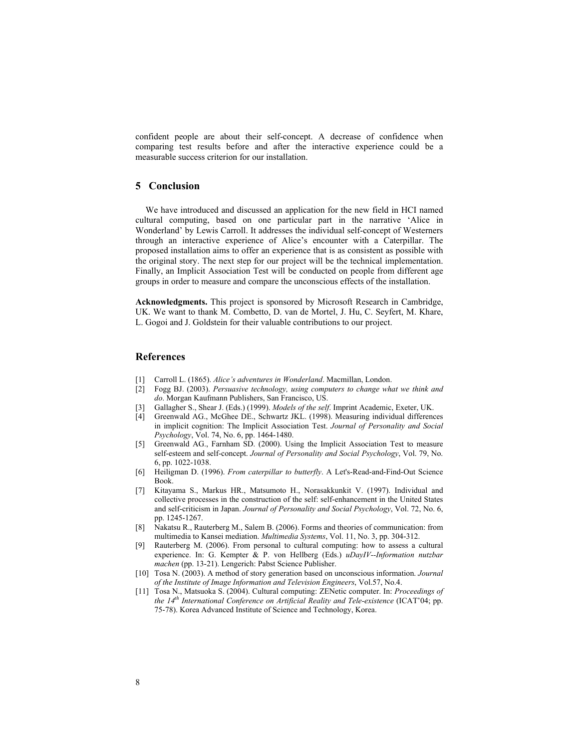confident people are about their self-concept. A decrease of confidence when comparing test results before and after the interactive experience could be a measurable success criterion for our installation.

## 5 Conclusion

We have introduced and discussed an application for the new field in HCI named cultural computing, based on one particular part in the narrative 'Alice in Wonderland' by Lewis Carroll. It addresses the individual self-concept of Westerners through an interactive experience of Alice's encounter with a Caterpillar. The proposed installation aims to offer an experience that is as consistent as possible with the original story. The next step for our project will be the technical implementation. Finally, an Implicit Association Test will be conducted on people from different age groups in order to measure and compare the unconscious effects of the installation.

**Acknowledgments.** This project is sponsored by Microsoft Research in Cambridge, UK. We want to thank M. Combetto, D. van de Mortel, J. Hu, C. Seyfert, M. Khare, L. Gogoi and J. Goldstein for their valuable contributions to our project.

## References

[1] Carroll L. (1865). *Alice's adventures in Wonderland*. Macmillan, London.

[2] Fogg BJ. (2003). *Persuasive technology, using computers to change what we think and do*. Morgan Kaufmann Publishers, San Francisco, US.

[3] Gallagher S., Shear J. (Eds.) (1999). *Models of the self*. Imprint Academic, Exeter, UK.

[4] Greenwald AG., McGhee DE., Schwartz JKL. (1998). Measuring individual differences in implicit cognition: The Implicit Association Test. *Journal of Personality and Social Psychology*, Vol. 74, No. 6, pp. 1464-1480.

[5] Greenwald AG., Farnham SD. (2000). Using the Implicit Association Test to measure self-esteem and self-concept. *Journal of Personality and Social Psychology*, Vol. 79, No. 6, pp. 1022-1038.

[6] Heiligman D. (1996). *From caterpillar to butterfly*. A Let's-Read-and-Find-Out Science Book.

[7] Kitayama S., Markus HR., Matsumoto H., Norasakkunkit V. (1997). Individual and collective processes in the construction of the self: self-enhancement in the United States and self-criticism in Japan. *Journal of Personality and Social Psychology*, Vol. 72, No. 6, pp. 1245-1267.

[8] Nakatsu R., Rauterberg M., Salem B. (2006). Forms and theories of communication: from multimedia to Kansei mediation. *Multimedia Systems*, Vol. 11, No. 3, pp. 304-312.

[9] Rauterberg M. (2006). From personal to cultural computing: how to assess a cultural experience. In: G. Kempter & P. von Hellberg (Eds.) *uDayIV--Information nutzbar machen* (pp. 13-21). Lengerich: Pabst Science Publisher.

[10] Tosa N. (2003). A method of story generation based on unconscious information. *Journal of the Institute of Image Information and Television Engineers*, Vol.57, No.4.

[11] Tosa N., Matsuoka S. (2004). Cultural computing: ZENetic computer. In: *Proceedings of the 14th International Conference on Artificial Reality and Tele-existence* (ICAT'04; pp. 75-78). Korea Advanced Institute of Science and Technology, Korea.